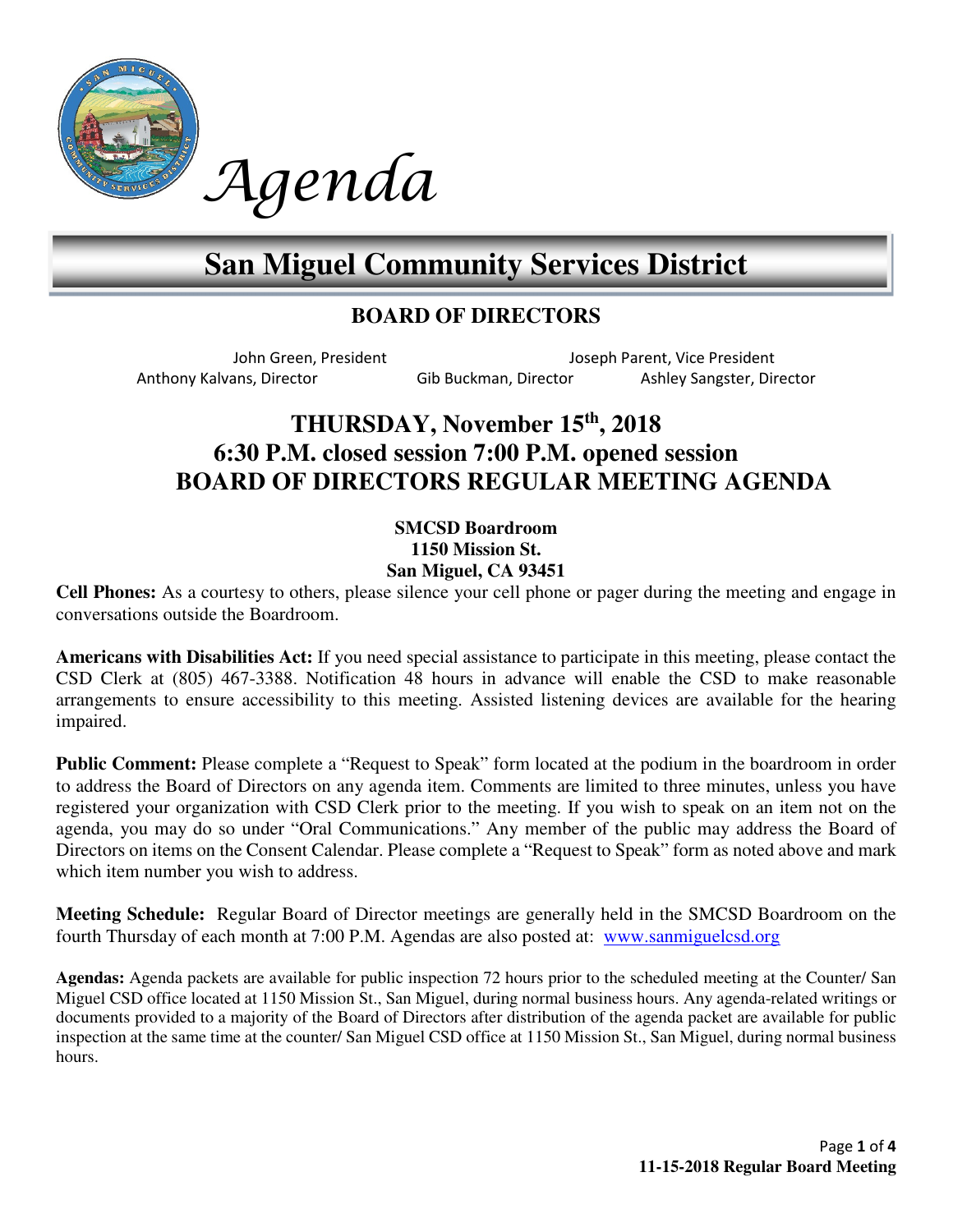# Agenda

# San Miguel Community Services District

## BOARD OF DIRECTORS

John Green, President — Joseph Parent, Vice President

Anthony Kalvans, Director — Gib Buckman, Director — Ashley Sangster, Director

## THURSDAY, November 15th, 2018
## 6:30 P.M. closed session 7:00 P.M. opened session
## BOARD OF DIRECTORS REGULAR MEETING AGENDA

**SMCSD Boardroom**
**1150 Mission St.**
**San Miguel, CA 93451**

**Cell Phones:** As a courtesy to others, please silence your cell phone or pager during the meeting and engage in conversations outside the Boardroom.

**Americans with Disabilities Act:** If you need special assistance to participate in this meeting, please contact the CSD Clerk at (805) 467-3388. Notification 48 hours in advance will enable the CSD to make reasonable arrangements to ensure accessibility to this meeting. Assisted listening devices are available for the hearing impaired.

**Public Comment:** Please complete a "Request to Speak" form located at the podium in the boardroom in order to address the Board of Directors on any agenda item. Comments are limited to three minutes, unless you have registered your organization with CSD Clerk prior to the meeting. If you wish to speak on an item not on the agenda, you may do so under "Oral Communications." Any member of the public may address the Board of Directors on items on the Consent Calendar. Please complete a "Request to Speak" form as noted above and mark which item number you wish to address.

**Meeting Schedule:** Regular Board of Director meetings are generally held in the SMCSD Boardroom on the fourth Thursday of each month at 7:00 P.M. Agendas are also posted at: www.sanmiguelcsd.org

**Agendas:** Agenda packets are available for public inspection 72 hours prior to the scheduled meeting at the Counter/ San Miguel CSD office located at 1150 Mission St., San Miguel, during normal business hours. Any agenda-related writings or documents provided to a majority of the Board of Directors after distribution of the agenda packet are available for public inspection at the same time at the counter/ San Miguel CSD office at 1150 Mission St., San Miguel, during normal business hours.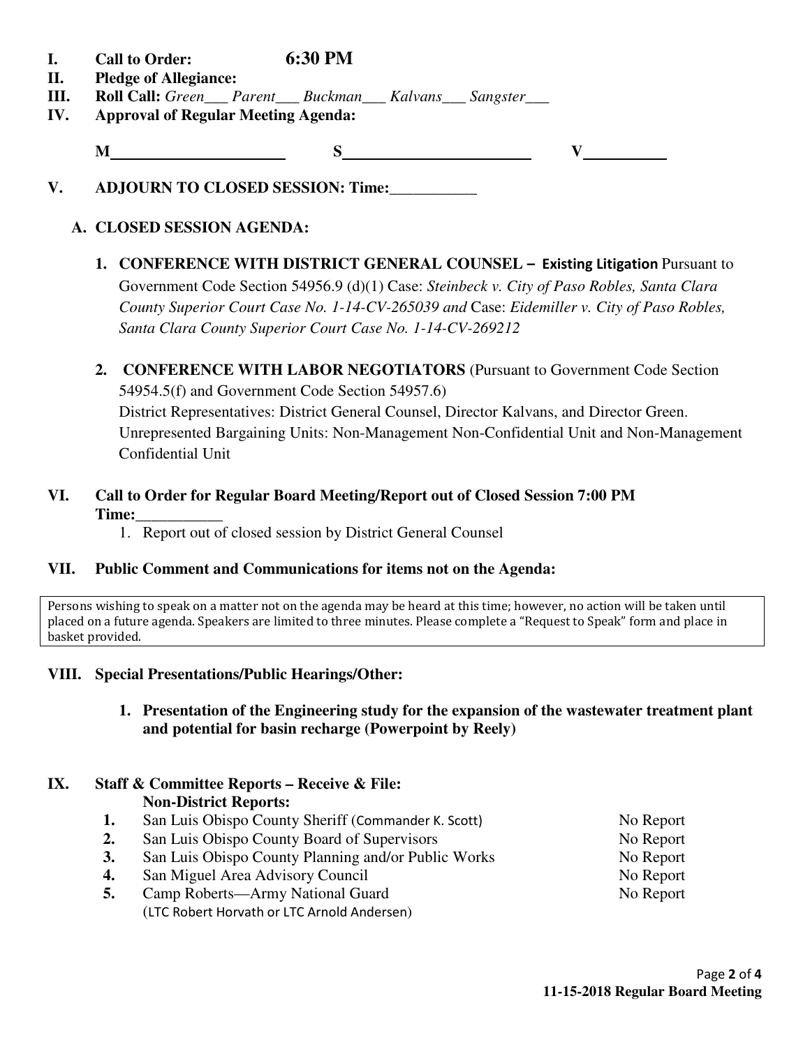**I. Call to Order: 6:30 PM**

**II. Pledge of Allegiance:**

**III. Roll Call:** *Green___ Parent___ Buckman___ Kalvans___ Sangster___*

**IV. Approval of Regular Meeting Agenda:**

**M**______________________ **S**________________________ **V**__________

**V. ADJOURN TO CLOSED SESSION: Time:___________**

**A. CLOSED SESSION AGENDA:**

1. **CONFERENCE WITH DISTRICT GENERAL COUNSEL – Existing Litigation** Pursuant to Government Code Section 54956.9 (d)(1) Case: *Steinbeck v. City of Paso Robles, Santa Clara County Superior Court Case No. 1-14-CV-265039 and* Case: *Eidemiller v. City of Paso Robles, Santa Clara County Superior Court Case No. 1-14-CV-269212*

2. **CONFERENCE WITH LABOR NEGOTIATORS** (Pursuant to Government Code Section 54954.5(f) and Government Code Section 54957.6)
District Representatives: District General Counsel, Director Kalvans, and Director Green.
Unrepresented Bargaining Units: Non-Management Non-Confidential Unit and Non-Management Confidential Unit

**VI. Call to Order for Regular Board Meeting/Report out of Closed Session 7:00 PM Time:___________**

1. Report out of closed session by District General Counsel

**VII. Public Comment and Communications for items not on the Agenda:**

Persons wishing to speak on a matter not on the agenda may be heard at this time; however, no action will be taken until placed on a future agenda. Speakers are limited to three minutes. Please complete a "Request to Speak" form and place in basket provided.

**VIII. Special Presentations/Public Hearings/Other:**

1. **Presentation of the Engineering study for the expansion of the wastewater treatment plant and potential for basin recharge (Powerpoint by Reely)**

**IX. Staff & Committee Reports – Receive & File:**

**Non-District Reports:**

| | | |
|---|---|---|
| **1.** | San Luis Obispo County Sheriff (Commander K. Scott) | No Report |
| **2.** | San Luis Obispo County Board of Supervisors | No Report |
| **3.** | San Luis Obispo County Planning and/or Public Works | No Report |
| **4.** | San Miguel Area Advisory Council | No Report |
| **5.** | Camp Roberts—Army National Guard (LTC Robert Horvath or LTC Arnold Andersen) | No Report |

**11-15-2018 Regular Board Meeting**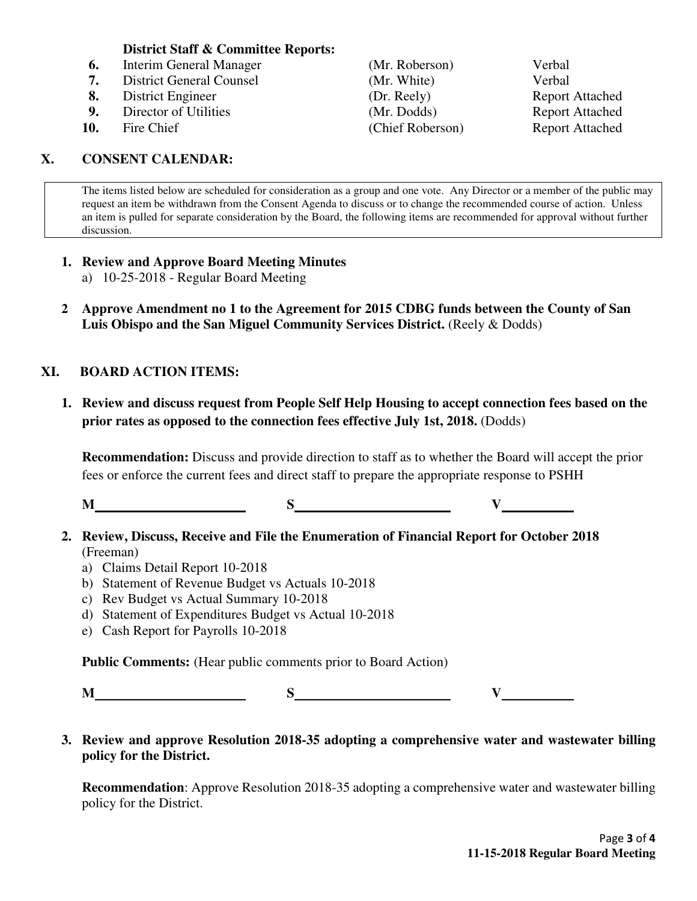**District Staff & Committee Reports:**

| | | | |
|---|---|---|---|
| **6.** | Interim General Manager | (Mr. Roberson) | Verbal |
| **7.** | District General Counsel | (Mr. White) | Verbal |
| **8.** | District Engineer | (Dr. Reely) | Report Attached |
| **9.** | Director of Utilities | (Mr. Dodds) | Report Attached |
| **10.** | Fire Chief | (Chief Roberson) | Report Attached |

## X. CONSENT CALENDAR:

The items listed below are scheduled for consideration as a group and one vote. Any Director or a member of the public may request an item be withdrawn from the Consent Agenda to discuss or to change the recommended course of action. Unless an item is pulled for separate consideration by the Board, the following items are recommended for approval without further discussion.

1. **Review and Approve Board Meeting Minutes**
   a) 10-25-2018 - Regular Board Meeting

2 **Approve Amendment no 1 to the Agreement for 2015 CDBG funds between the County of San Luis Obispo and the San Miguel Community Services District.** (Reely & Dodds)

## XI. BOARD ACTION ITEMS:

1. **Review and discuss request from People Self Help Housing to accept connection fees based on the prior rates as opposed to the connection fees effective July 1st, 2018.** (Dodds)

   **Recommendation:** Discuss and provide direction to staff as to whether the Board will accept the prior fees or enforce the current fees and direct staff to prepare the appropriate response to PSHH

   **M**\_\_\_\_\_\_\_\_\_\_\_\_\_\_\_\_\_\_\_\_ **S**\_\_\_\_\_\_\_\_\_\_\_\_\_\_\_\_\_\_\_\_ **V**\_\_\_\_\_\_\_\_\_\_

2. **Review, Discuss, Receive and File the Enumeration of Financial Report for October 2018** (Freeman)
   a) Claims Detail Report 10-2018
   b) Statement of Revenue Budget vs Actuals 10-2018
   c) Rev Budget vs Actual Summary 10-2018
   d) Statement of Expenditures Budget vs Actual 10-2018
   e) Cash Report for Payrolls 10-2018

   **Public Comments:** (Hear public comments prior to Board Action)

   **M**\_\_\_\_\_\_\_\_\_\_\_\_\_\_\_\_\_\_\_\_ **S**\_\_\_\_\_\_\_\_\_\_\_\_\_\_\_\_\_\_\_\_ **V**\_\_\_\_\_\_\_\_\_\_

3. **Review and approve Resolution 2018-35 adopting a comprehensive water and wastewater billing policy for the District.**

   **Recommendation**: Approve Resolution 2018-35 adopting a comprehensive water and wastewater billing policy for the District.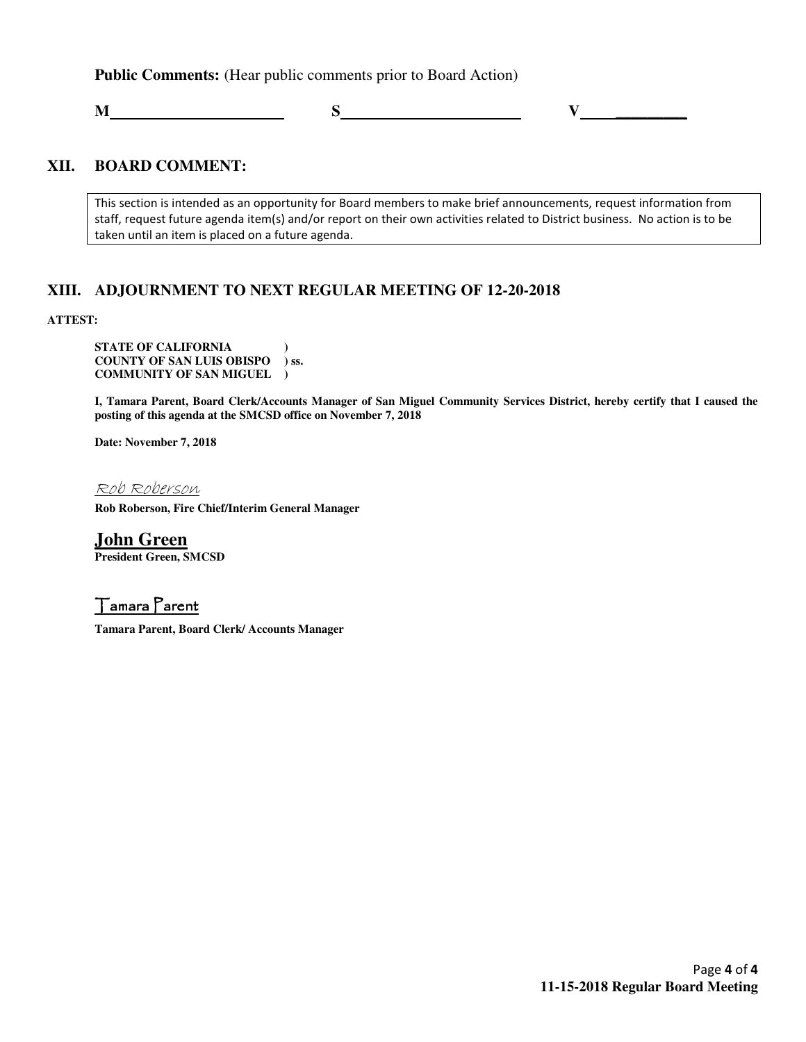**Public Comments:** (Hear public comments prior to Board Action)

**M**\_\_\_\_\_\_\_\_\_\_\_\_\_\_\_\_\_\_\_\_\_\_ **S**\_\_\_\_\_\_\_\_\_\_\_\_\_\_\_\_\_\_\_\_\_\_\_ **V**\_\_\_\_\_\_\_\_\_\_\_\_\_\_

## XII. BOARD COMMENT:

This section is intended as an opportunity for Board members to make brief announcements, request information from staff, request future agenda item(s) and/or report on their own activities related to District business. No action is to be taken until an item is placed on a future agenda.

## XIII. ADJOURNMENT TO NEXT REGULAR MEETING OF 12-20-2018

**ATTEST:**

**STATE OF CALIFORNIA )**
**COUNTY OF SAN LUIS OBISPO ) ss.**
**COMMUNITY OF SAN MIGUEL )**

**I, Tamara Parent, Board Clerk/Accounts Manager of San Miguel Community Services District, hereby certify that I caused the posting of this agenda at the SMCSD office on November 7, 2018**

**Date: November 7, 2018**

Rob Roberson

**Rob Roberson, Fire Chief/Interim General Manager**

**John Green**
**President Green, SMCSD**

Tamara Parent

**Tamara Parent, Board Clerk/ Accounts Manager**